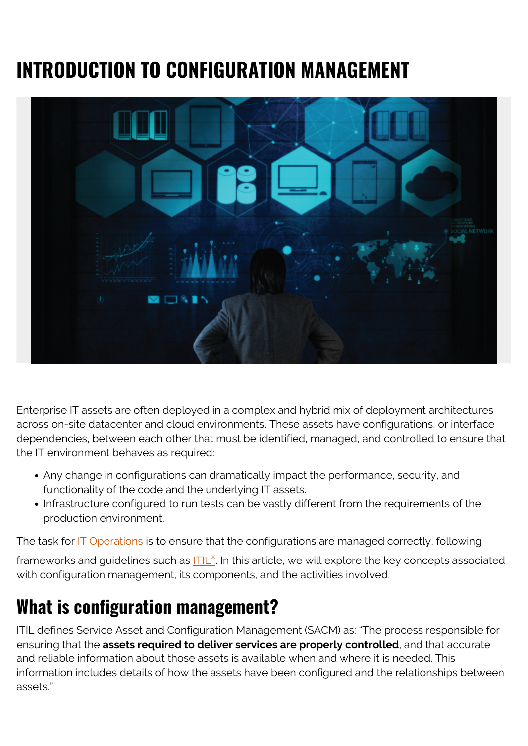# INTRODUCTION TO CONFIGURATION MANAGEMENT

Enterprise IT assets are often deployed in a complex and hybrid mix of deployment architectures across on-site datacenter and cloud environments. These assets have configurations, or interface dependencies, between each other that must be identified, managed, and controlled to ensure that the IT environment behaves as required:

- Any change in configurations can dramatically impact the performance, security, and functionality of the code and the underlying IT assets.
- Infrastructure configured to run tests can be vastly different from the requirements of the production environment.

The task for IT Operations is to ensure that the configurations are managed correctly, following frameworks and guidelines such as ITIL®. In this article, we will explore the key concepts associated with configuration management, its components, and the activities involved.

## What is configuration management?

ITIL defines Service Asset and Configuration Management (SACM) as: "The process responsible for ensuring that the **assets required to deliver services are properly controlled**, and that accurate and reliable information about those assets is available when and where it is needed. This information includes details of how the assets have been configured and the relationships between assets."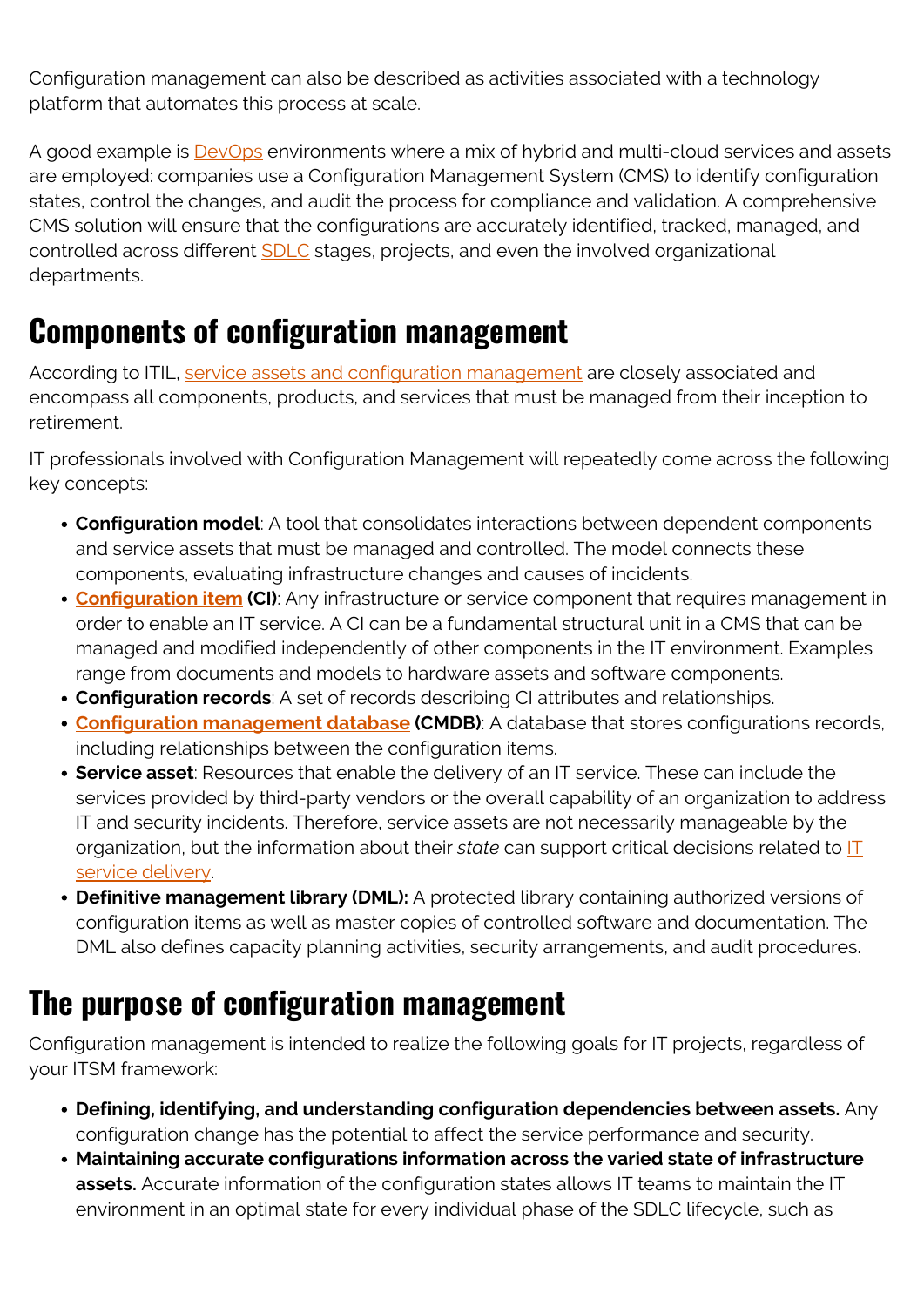Configuration management can also be described as activities associated with a technology platform that automates this process at scale.

A good example is DevOps environments where a mix of hybrid and multi-cloud services and assets are employed: companies use a Configuration Management System (CMS) to identify configuration states, control the changes, and audit the process for compliance and validation. A comprehensive CMS solution will ensure that the configurations are accurately identified, tracked, managed, and controlled across different SDLC stages, projects, and even the involved organizational departments.

## Components of configuration management

According to ITIL, service assets and configuration management are closely associated and encompass all components, products, and services that must be managed from their inception to retirement.

IT professionals involved with Configuration Management will repeatedly come across the following key concepts:

- **Configuration model**: A tool that consolidates interactions between dependent components and service assets that must be managed and controlled. The model connects these components, evaluating infrastructure changes and causes of incidents.
- **Configuration item (CI)**: Any infrastructure or service component that requires management in order to enable an IT service. A CI can be a fundamental structural unit in a CMS that can be managed and modified independently of other components in the IT environment. Examples range from documents and models to hardware assets and software components.
- **Configuration records**: A set of records describing CI attributes and relationships.
- **Configuration management database (CMDB)**: A database that stores configurations records, including relationships between the configuration items.
- **Service asset**: Resources that enable the delivery of an IT service. These can include the services provided by third-party vendors or the overall capability of an organization to address IT and security incidents. Therefore, service assets are not necessarily manageable by the organization, but the information about their *state* can support critical decisions related to IT service delivery.
- **Definitive management library (DML):** A protected library containing authorized versions of configuration items as well as master copies of controlled software and documentation. The DML also defines capacity planning activities, security arrangements, and audit procedures.

## The purpose of configuration management

Configuration management is intended to realize the following goals for IT projects, regardless of your ITSM framework:

- **Defining, identifying, and understanding configuration dependencies between assets.** Any configuration change has the potential to affect the service performance and security.
- **Maintaining accurate configurations information across the varied state of infrastructure assets.** Accurate information of the configuration states allows IT teams to maintain the IT environment in an optimal state for every individual phase of the SDLC lifecycle, such as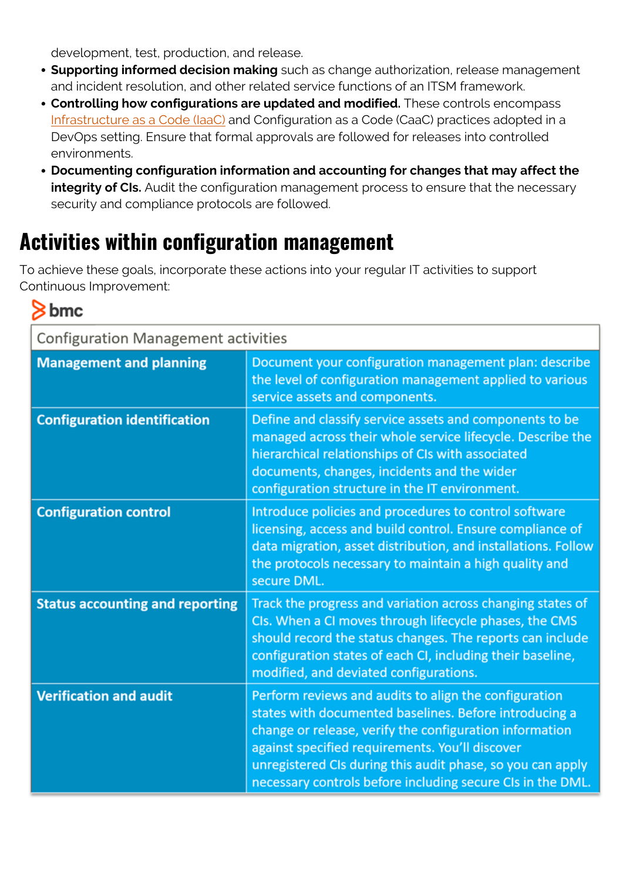development, test, production, and release.

- **Supporting informed decision making** such as change authorization, release management and incident resolution, and other related service functions of an ITSM framework.
- **Controlling how configurations are updated and modified.** These controls encompass Infrastructure as a Code (IaaC) and Configuration as a Code (CaaC) practices adopted in a DevOps setting. Ensure that formal approvals are followed for releases into controlled environments.
- **Documenting configuration information and accounting for changes that may affect the integrity of CIs.** Audit the configuration management process to ensure that the necessary security and compliance protocols are followed.

## Activities within configuration management

To achieve these goals, incorporate these actions into your regular IT activities to support Continuous Improvement:

bmc

| Configuration Management activities | |
|---|---|
| **Management and planning** | Document your configuration management plan: describe the level of configuration management applied to various service assets and components. |
| **Configuration identification** | Define and classify service assets and components to be managed across their whole service lifecycle. Describe the hierarchical relationships of CIs with associated documents, changes, incidents and the wider configuration structure in the IT environment. |
| **Configuration control** | Introduce policies and procedures to control software licensing, access and build control. Ensure compliance of data migration, asset distribution, and installations. Follow the protocols necessary to maintain a high quality and secure DML. |
| **Status accounting and reporting** | Track the progress and variation across changing states of CIs. When a CI moves through lifecycle phases, the CMS should record the status changes. The reports can include configuration states of each CI, including their baseline, modified, and deviated configurations. |
| **Verification and audit** | Perform reviews and audits to align the configuration states with documented baselines. Before introducing a change or release, verify the configuration information against specified requirements. You'll discover unregistered CIs during this audit phase, so you can apply necessary controls before including secure CIs in the DML. |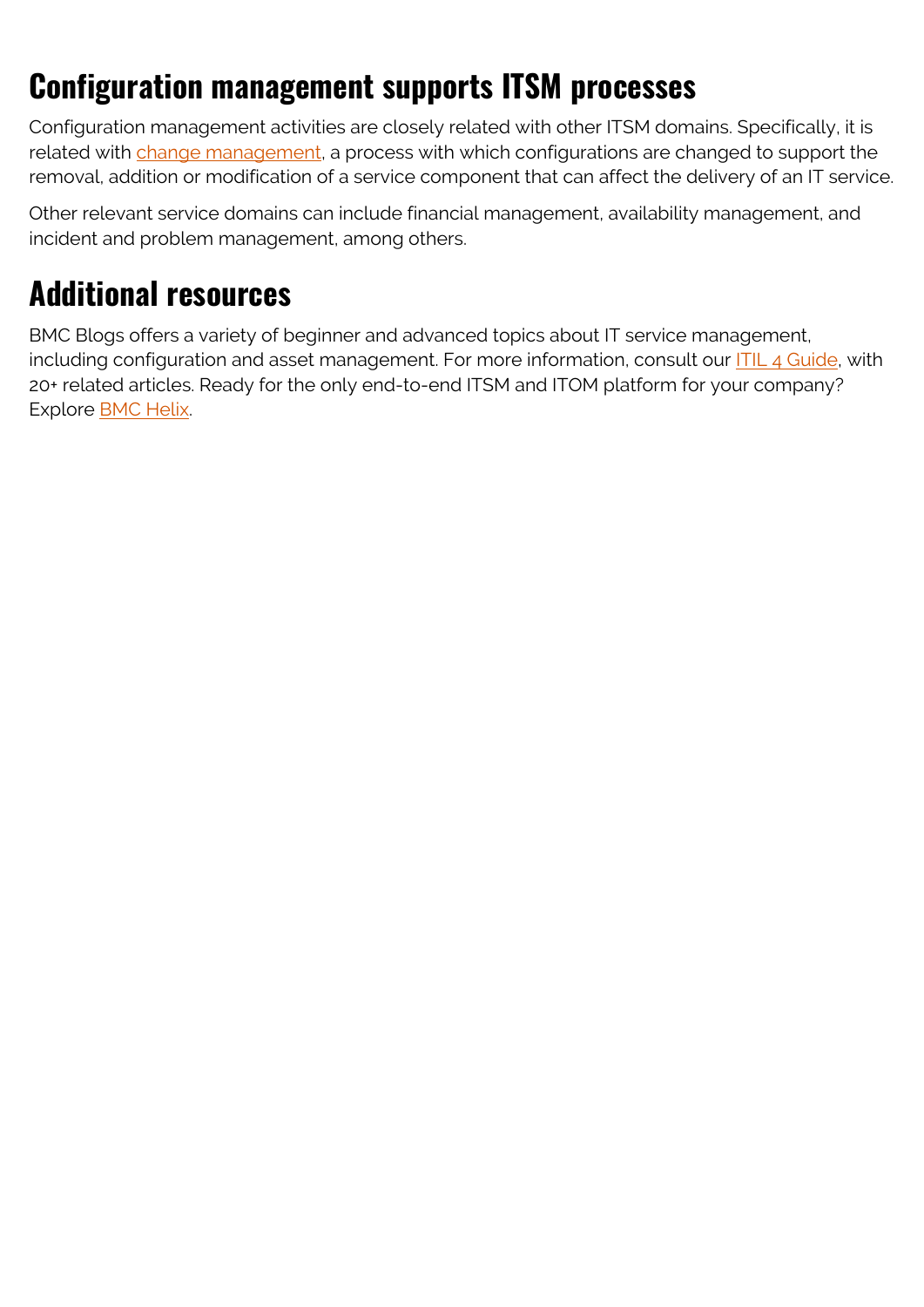## Configuration management supports ITSM processes

Configuration management activities are closely related with other ITSM domains. Specifically, it is related with change management, a process with which configurations are changed to support the removal, addition or modification of a service component that can affect the delivery of an IT service.

Other relevant service domains can include financial management, availability management, and incident and problem management, among others.

## Additional resources

BMC Blogs offers a variety of beginner and advanced topics about IT service management, including configuration and asset management. For more information, consult our ITIL 4 Guide, with 20+ related articles. Ready for the only end-to-end ITSM and ITOM platform for your company? Explore BMC Helix.